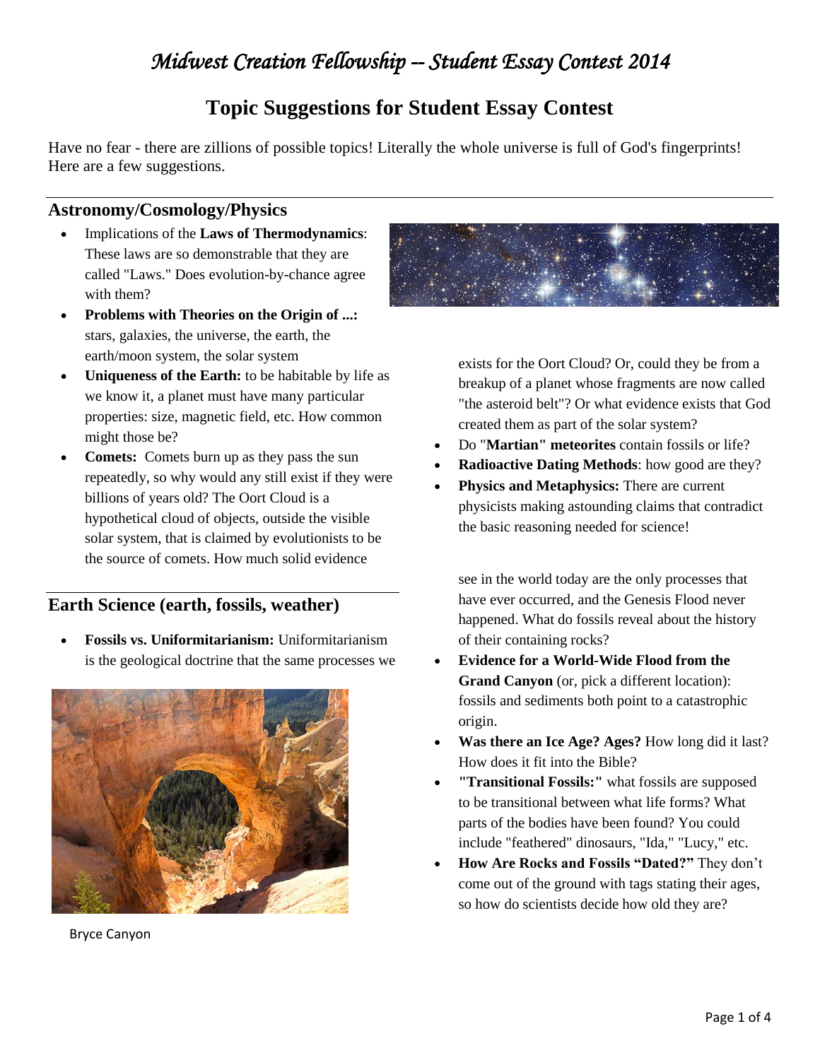# *Midwest Creation Fellowship -- Student Essay Contest 2014*

## Topic Suggestions for Student Essay Contest

Have no fear - there are zillions of possible topics! Literally the whole universe is full of God's fingerprints! Here are a few suggestions.

### Astronomy/Cosmology/Physics

- Implications of the **Laws of Thermodynamics**: These laws are so demonstrable that they are called "Laws." Does evolution-by-chance agree with them?
- **Problems with Theories on the Origin of ...:** stars, galaxies, the universe, the earth, the earth/moon system, the solar system
- **Uniqueness of the Earth:** to be habitable by life as we know it, a planet must have many particular properties: size, magnetic field, etc. How common might those be?
- **Comets:** Comets burn up as they pass the sun repeatedly, so why would any still exist if they were billions of years old? The Oort Cloud is a hypothetical cloud of objects, outside the visible solar system, that is claimed by evolutionists to be the source of comets. How much solid evidence exists for the Oort Cloud? Or, could they be from a breakup of a planet whose fragments are now called "the asteroid belt"? Or what evidence exists that God created them as part of the solar system?
- Do "**Martian" meteorites** contain fossils or life?
- **Radioactive Dating Methods**: how good are they?
- **Physics and Metaphysics:** There are current physicists making astounding claims that contradict the basic reasoning needed for science!

### Earth Science (earth, fossils, weather)

- **Fossils vs. Uniformitarianism:** Uniformitarianism is the geological doctrine that the same processes we see in the world today are the only processes that have ever occurred, and the Genesis Flood never happened. What do fossils reveal about the history of their containing rocks?
- **Evidence for a World-Wide Flood from the Grand Canyon** (or, pick a different location): fossils and sediments both point to a catastrophic origin.
- **Was there an Ice Age? Ages?** How long did it last? How does it fit into the Bible?
- **"Transitional Fossils:"** what fossils are supposed to be transitional between what life forms? What parts of the bodies have been found? You could include "feathered" dinosaurs, "Ida," "Lucy," etc.
- **How Are Rocks and Fossils "Dated?"** They don't come out of the ground with tags stating their ages, so how do scientists decide how old they are?

Bryce Canyon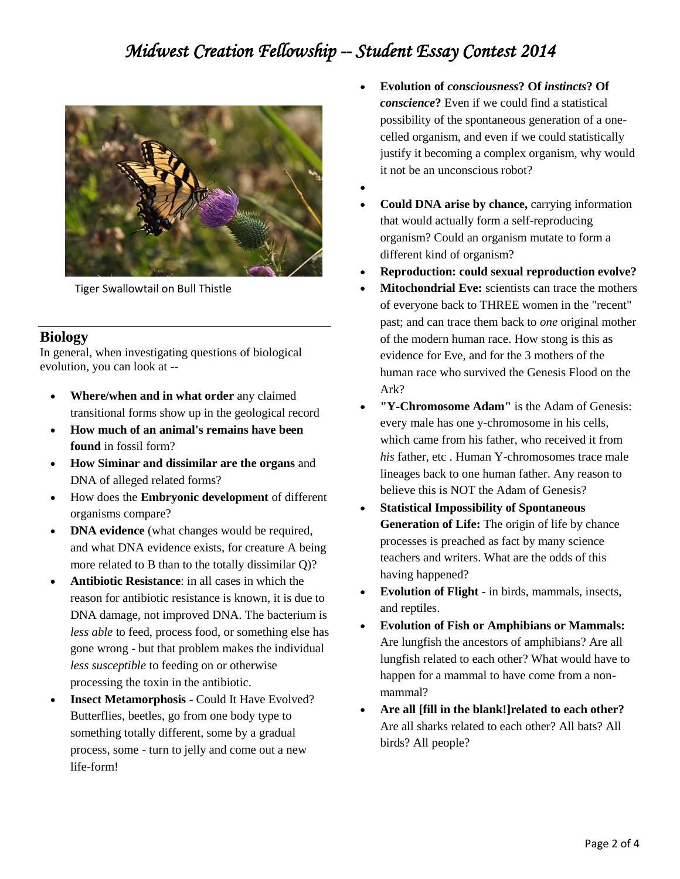Tiger Swallowtail on Bull Thistle

## Biology

In general, when investigating questions of biological evolution, you can look at --

- **Where/when and in what order** any claimed transitional forms show up in the geological record
- **How much of an animal's remains have been found** in fossil form?
- **How Siminar and dissimilar are the organs** and DNA of alleged related forms?
- How does the **Embryonic development** of different organisms compare?
- **DNA evidence** (what changes would be required, and what DNA evidence exists, for creature A being more related to B than to the totally dissimilar Q)?
- **Antibiotic Resistance**: in all cases in which the reason for antibiotic resistance is known, it is due to DNA damage, not improved DNA. The bacterium is *less able* to feed, process food, or something else has gone wrong - but that problem makes the individual *less susceptible* to feeding on or otherwise processing the toxin in the antibiotic.
- **Insect Metamorphosis** - Could It Have Evolved? Butterflies, beetles, go from one body type to something totally different, some by a gradual process, some - turn to jelly and come out a new life-form!
- **Evolution of *consciousness*? Of *instincts*? Of *conscience*?** Even if we could find a statistical possibility of the spontaneous generation of a one-celled organism, and even if we could statistically justify it becoming a complex organism, why would it not be an unconscious robot?
-
- **Could DNA arise by chance,** carrying information that would actually form a self-reproducing organism? Could an organism mutate to form a different kind of organism?
- **Reproduction: could sexual reproduction evolve?**
- **Mitochondrial Eve:** scientists can trace the mothers of everyone back to THREE women in the "recent" past; and can trace them back to *one* original mother of the modern human race. How stong is this as evidence for Eve, and for the 3 mothers of the human race who survived the Genesis Flood on the Ark?
- **"Y-Chromosome Adam"** is the Adam of Genesis: every male has one y-chromosome in his cells, which came from his father, who received it from *his* father, etc . Human Y-chromosomes trace male lineages back to one human father. Any reason to believe this is NOT the Adam of Genesis?
- **Statistical Impossibility of Spontaneous Generation of Life:** The origin of life by chance processes is preached as fact by many science teachers and writers. What are the odds of this having happened?
- **Evolution of Flight** - in birds, mammals, insects, and reptiles.
- **Evolution of Fish or Amphibians or Mammals:** Are lungfish the ancestors of amphibians? Are all lungfish related to each other? What would have to happen for a mammal to have come from a non-mammal?
- **Are all [fill in the blank!]related to each other?** Are all sharks related to each other? All bats? All birds? All people?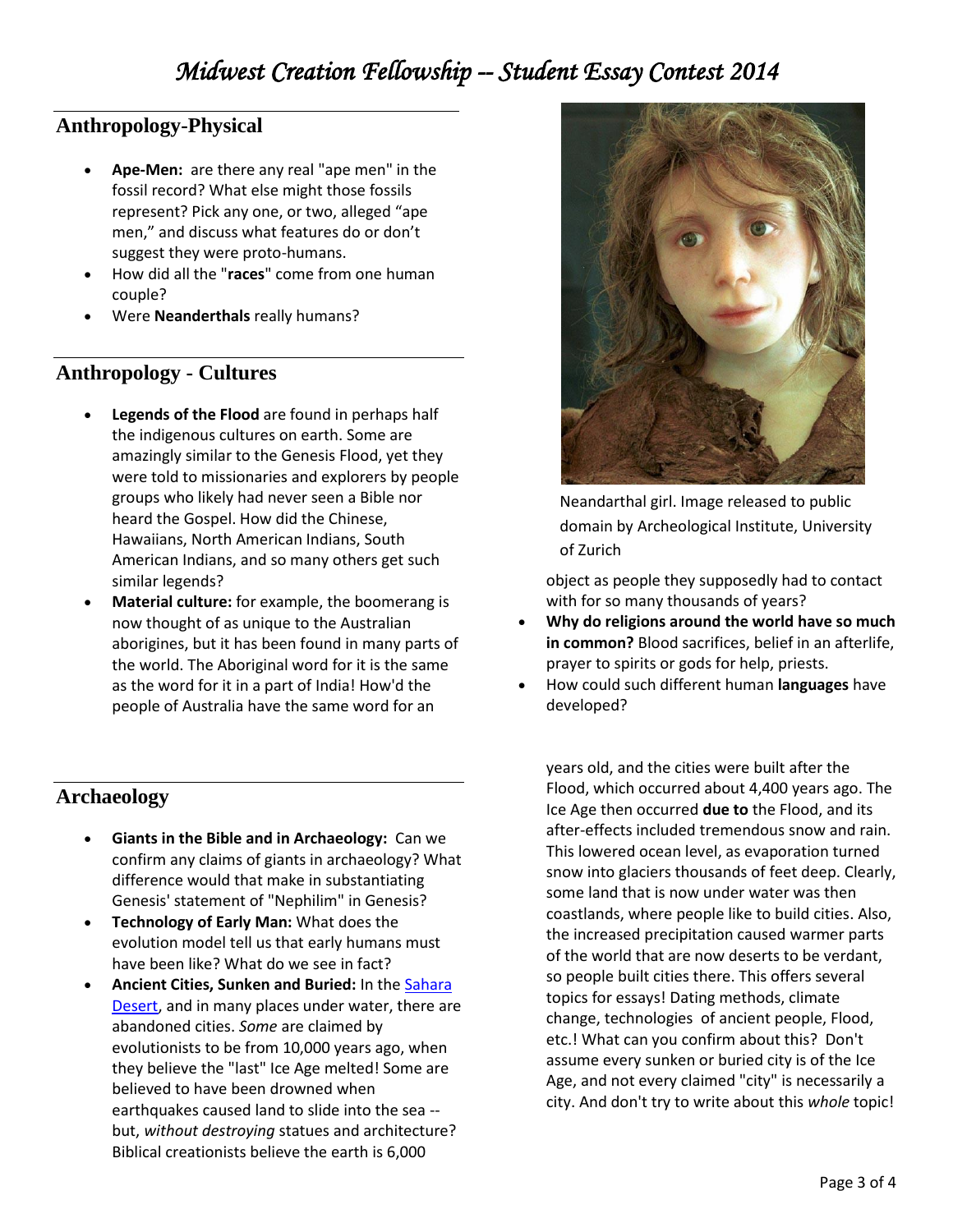## Anthropology-Physical

- **Ape-Men:** are there any real "ape men" in the fossil record? What else might those fossils represent? Pick any one, or two, alleged "ape men," and discuss what features do or don't suggest they were proto-humans.
- How did all the "**races**" come from one human couple?
- Were **Neanderthals** really humans?

## Anthropology - Cultures

- **Legends of the Flood** are found in perhaps half the indigenous cultures on earth. Some are amazingly similar to the Genesis Flood, yet they were told to missionaries and explorers by people groups who likely had never seen a Bible nor heard the Gospel. How did the Chinese, Hawaiians, North American Indians, South American Indians, and so many others get such similar legends?
- **Material culture:** for example, the boomerang is now thought of as unique to the Australian aborigines, but it has been found in many parts of the world. The Aboriginal word for it is the same as the word for it in a part of India! How'd the people of Australia have the same word for an object as people they supposedly had to contact with for so many thousands of years?
- **Why do religions around the world have so much in common?** Blood sacrifices, belief in an afterlife, prayer to spirits or gods for help, priests.
- How could such different human **languages** have developed?

Neandarthal girl. Image released to public domain by Archeological Institute, University of Zurich

## Archaeology

- **Giants in the Bible and in Archaeology:** Can we confirm any claims of giants in archaeology? What difference would that make in substantiating Genesis' statement of "Nephilim" in Genesis?
- **Technology of Early Man:** What does the evolution model tell us that early humans must have been like? What do we see in fact?
- **Ancient Cities, Sunken and Buried:** In the Sahara Desert, and in many places under water, there are abandoned cities. *Some* are claimed by evolutionists to be from 10,000 years ago, when they believe the "last" Ice Age melted! Some are believed to have been drowned when earthquakes caused land to slide into the sea -- but, *without destroying* statues and architecture? Biblical creationists believe the earth is 6,000 years old, and the cities were built after the Flood, which occurred about 4,400 years ago. The Ice Age then occurred **due to** the Flood, and its after-effects included tremendous snow and rain. This lowered ocean level, as evaporation turned snow into glaciers thousands of feet deep. Clearly, some land that is now under water was then coastlands, where people like to build cities. Also, the increased precipitation caused warmer parts of the world that are now deserts to be verdant, so people built cities there. This offers several topics for essays! Dating methods, climate change, technologies of ancient people, Flood, etc.! What can you confirm about this? Don't assume every sunken or buried city is of the Ice Age, and not every claimed "city" is necessarily a city. And don't try to write about this *whole* topic!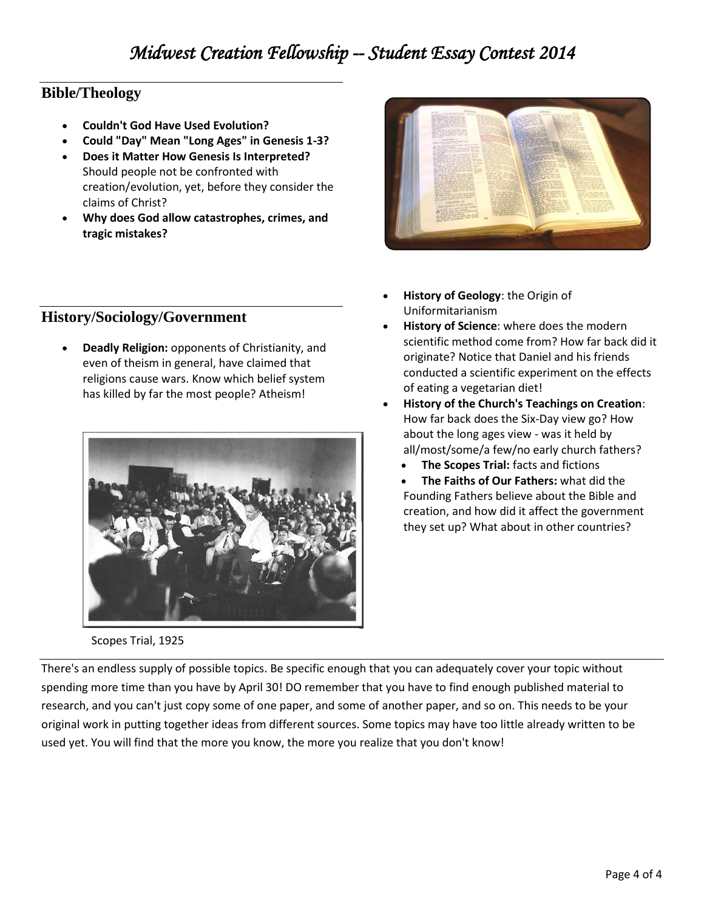# *Midwest Creation Fellowship -- Student Essay Contest 2014*

## Bible/Theology

- **Couldn't God Have Used Evolution?**
- **Could "Day" Mean "Long Ages" in Genesis 1-3?**
- **Does it Matter How Genesis Is Interpreted?** Should people not be confronted with creation/evolution, yet, before they consider the claims of Christ?
- **Why does God allow catastrophes, crimes, and tragic mistakes?**

## History/Sociology/Government

- **Deadly Religion:** opponents of Christianity, and even of theism in general, have claimed that religions cause wars. Know which belief system has killed by far the most people? Atheism!

Scopes Trial, 1925

- **History of Geology**: the Origin of Uniformitarianism
- **History of Science**: where does the modern scientific method come from? How far back did it originate? Notice that Daniel and his friends conducted a scientific experiment on the effects of eating a vegetarian diet!
- **History of the Church's Teachings on Creation**: How far back does the Six-Day view go? How about the long ages view - was it held by all/most/some/a few/no early church fathers?
- **The Scopes Trial:** facts and fictions
- **The Faiths of Our Fathers:** what did the Founding Fathers believe about the Bible and creation, and how did it affect the government they set up? What about in other countries?

---

There's an endless supply of possible topics. Be specific enough that you can adequately cover your topic without spending more time than you have by April 30! DO remember that you have to find enough published material to research, and you can't just copy some of one paper, and some of another paper, and so on. This needs to be your original work in putting together ideas from different sources. Some topics may have too little already written to be used yet. You will find that the more you know, the more you realize that you don't know!